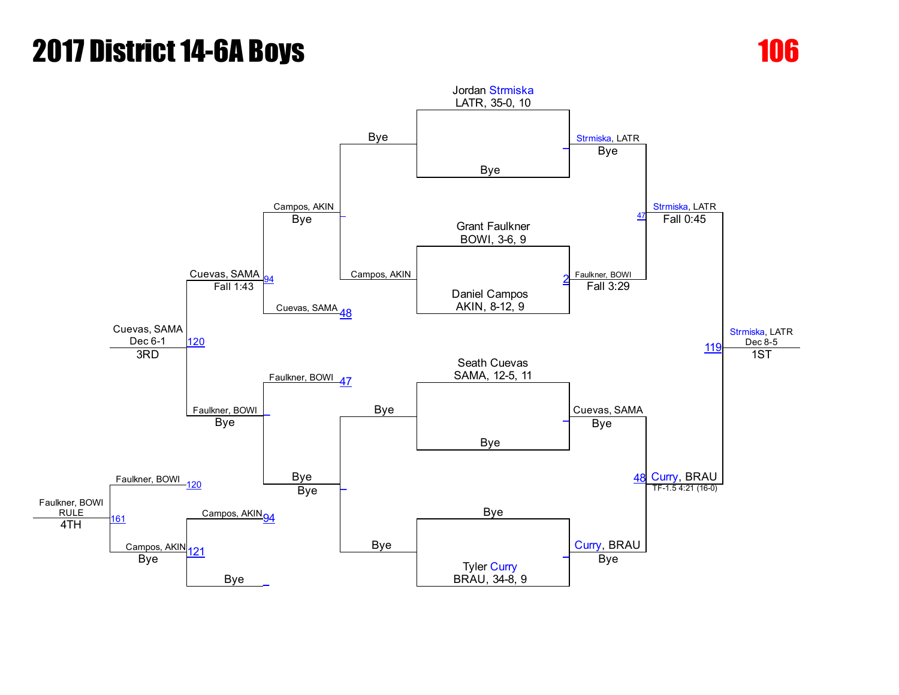# 2017 District 14-6A Boys

## 106

### Championship Bracket

**First Round**

- Jordan Strmiska (LATR, 35-0, 10) vs. Bye — Strmiska, LATR (Bye)
- Grant Faulkner (BOWI, 3-6, 9) vs. Daniel Campos (AKIN, 8-12, 9) — Faulkner, BOWI (Fall 3:29) [Match 2]
- Seath Cuevas (SAMA, 12-5, 11) vs. Bye — Cuevas, SAMA (Bye)
- Bye vs. Tyler Curry (BRAU, 34-8, 9) — Curry, BRAU (Bye)

**Semifinals**

- Strmiska, LATR vs. Faulkner, BOWI — Strmiska, LATR (Fall 0:45) [Match 47]
- Cuevas, SAMA vs. Curry, BRAU — Curry, BRAU (TF-1.5 4:21 (16-0)) [Match 48]

**Final**

- Strmiska, LATR vs. Curry, BRAU — Strmiska, LATR (Dec 8-5) [Match 119] — **1ST**

### Consolation Bracket

- Bye vs. Campos, AKIN — Campos, AKIN (Bye)
- Bye vs. Bye — Bye (Bye)
- Campos, AKIN vs. Cuevas, SAMA (loser of 48) — Cuevas, SAMA (Fall 1:43) [Match 94]
- Faulkner, BOWI (loser of 47) vs. Bye — Faulkner, BOWI (Bye)
- Cuevas, SAMA vs. Faulkner, BOWI — Cuevas, SAMA (Dec 6-1) [Match 120] — **3RD**
- Campos, AKIN (loser of 94) vs. Bye — Campos, AKIN (Bye) [Match 121]
- Faulkner, BOWI (loser of 120) vs. Campos, AKIN (winner of 121) — Faulkner, BOWI (RULE) [Match 161] — **4TH**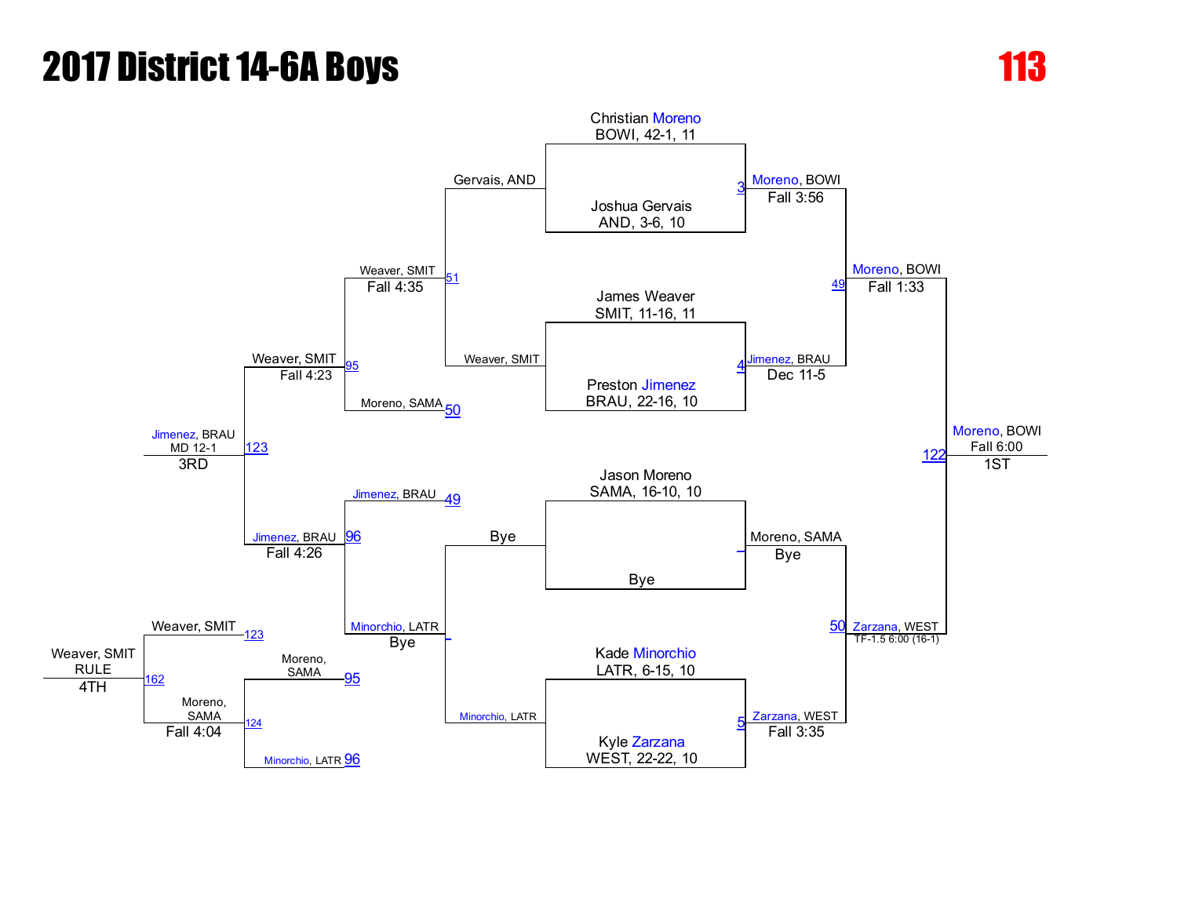# 2017 District 14-6A Boys

## 113

### Championship Bracket

**First Round / Quarterfinals**

- Christian Moreno, BOWI, 42-1, 11 vs. Joshua Gervais, AND, 3-6, 10 — Match 3: Moreno, BOWI, Fall 3:56
- James Weaver, SMIT, 11-16, 11 vs. Preston Jimenez, BRAU, 22-16, 10 — Match 4: Jimenez, BRAU, Dec 11-5
- Jason Moreno, SAMA, 16-10, 10 vs. Bye — Moreno, SAMA, Bye
- Kade Minorchio, LATR, 6-15, 10 vs. Kyle Zarzana, WEST, 22-22, 10 — Match 5: Zarzana, WEST, Fall 3:35

**Semifinals**

- Match 49: Moreno, BOWI vs. Jimenez, BRAU — Moreno, BOWI, Fall 1:33
- Match 50: Moreno, SAMA vs. Zarzana, WEST — Zarzana, WEST, TF-1.5 6:00 (16-1)

**Final**

- Match 122: Moreno, BOWI vs. Zarzana, WEST — Moreno, BOWI, Fall 6:00 — **1ST**

### Consolation Bracket

- Gervais, AND vs. Weaver, SMIT — Match 51: Weaver, SMIT, Fall 4:35
- Bye vs. Minorchio, LATR — Minorchio, LATR, Bye
- Weaver, SMIT vs. Moreno, SAMA (50) — Match 95: Weaver, SMIT, Fall 4:23
- Jimenez, BRAU (49) vs. Minorchio, LATR — Match 96: Jimenez, BRAU, Fall 4:26
- Match 123: Weaver, SMIT vs. Jimenez, BRAU — Jimenez, BRAU, MD 12-1 — **3RD**
- Match 124: Moreno, SAMA (95) vs. Minorchio, LATR (96) — Moreno, SAMA, Fall 4:04
- Match 162: Weaver, SMIT (123) vs. Moreno, SAMA — Weaver, SMIT, RULE — **4TH**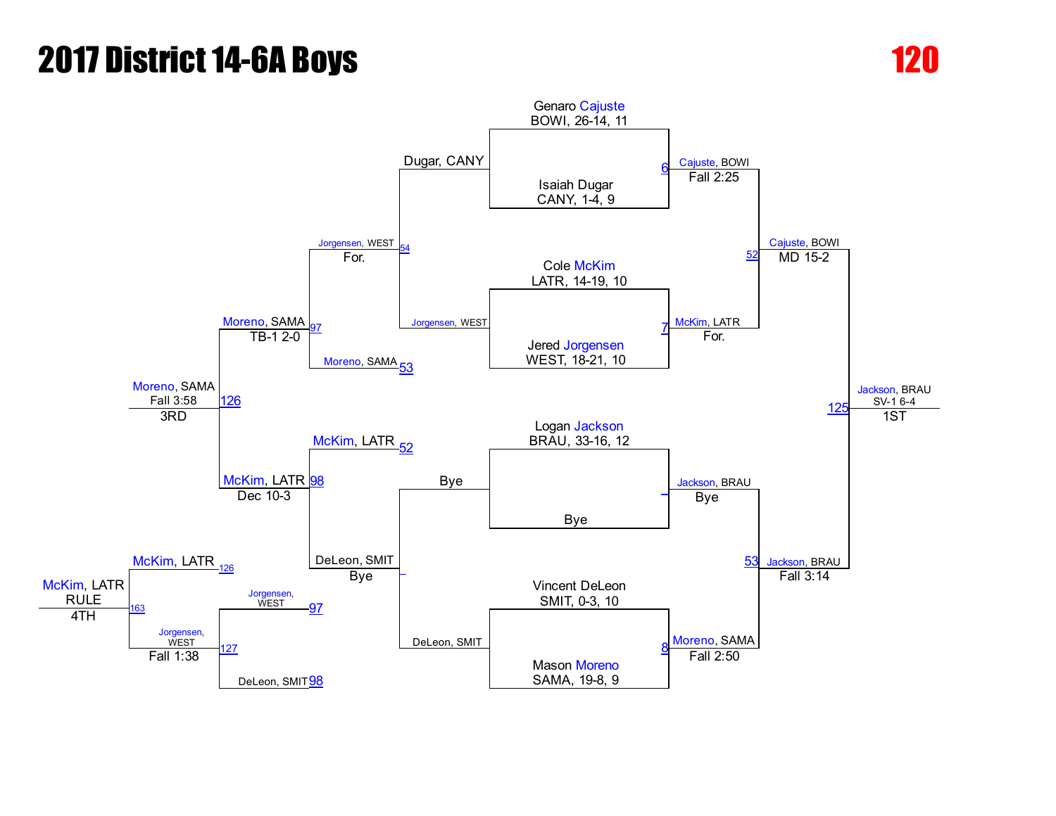# 2017 District 14-6A Boys

## 120

### Championship Bracket

**First Round**

- Genaro Cajuste, BOWI, 26-14, 11 vs. Isaiah Dugar, CANY, 1-4, 9 — Bout 6: Cajuste, BOWI — Fall 2:25
- Cole McKim, LATR, 14-19, 10 vs. Jered Jorgensen, WEST, 18-21, 10 — Bout 7: McKim, LATR — For.
- Logan Jackson, BRAU, 33-16, 12 vs. Bye — Jackson, BRAU — Bye
- Vincent DeLeon, SMIT, 0-3, 10 vs. Mason Moreno, SAMA, 19-8, 9 — Bout 8: Moreno, SAMA — Fall 2:50

**Semifinals**

- Bout 52: Cajuste, BOWI — MD 15-2
- Bout 53: Jackson, BRAU — Fall 3:14

**Final**

- Bout 125: Jackson, BRAU — SV-1 6-4 — 1ST

### Consolation Bracket

- Dugar, CANY vs. Jorgensen, WEST — Bout 54: Jorgensen, WEST — For.
- Bye vs. DeLeon, SMIT — DeLeon, SMIT — Bye
- Bout 97: Jorgensen, WEST vs. Moreno, SAMA (53) — Moreno, SAMA — TB-1 2-0
- Bout 98: McKim, LATR (52) vs. DeLeon, SMIT — McKim, LATR — Dec 10-3
- Bout 126: Moreno, SAMA vs. McKim, LATR — Moreno, SAMA — Fall 3:58 — 3RD
- Bout 127: Jorgensen, WEST (97) vs. DeLeon, SMIT (98) — Jorgensen, WEST — Fall 1:38
- Bout 163: McKim, LATR (126) vs. Jorgensen, WEST (127) — McKim, LATR — RULE — 4TH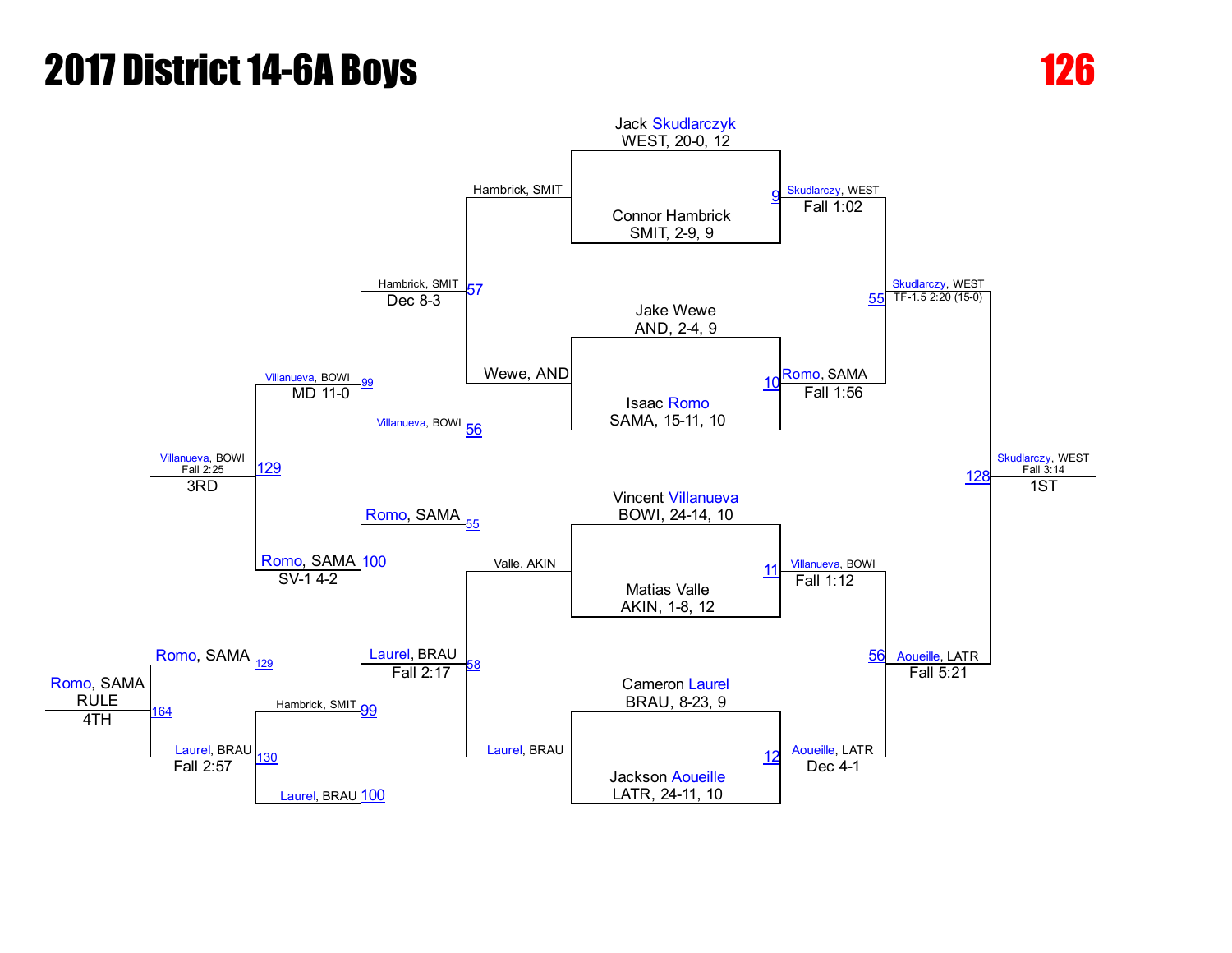# 2017 District 14-6A Boys

## 126

### Championship Bracket

**First Round**

- Jack Skudlarczyk, WEST, 20-0, 12 vs. Connor Hambrick, SMIT, 2-9, 9 — Match 9: Skudlarczy, WEST, Fall 1:02
- Jake Wewe, AND, 2-4, 9 vs. Isaac Romo, SAMA, 15-11, 10 — Match 10: Romo, SAMA, Fall 1:56
- Vincent Villanueva, BOWI, 24-14, 10 vs. Matias Valle, AKIN, 1-8, 12 — Match 11: Villanueva, BOWI, Fall 1:12
- Cameron Laurel, BRAU, 8-23, 9 vs. Jackson Aoueille, LATR, 24-11, 10 — Match 12: Aoueille, LATR, Dec 4-1

**Semifinals**

- Match 55: Skudlarczy, WEST, TF-1.5 2:20 (15-0)
- Match 56: Aoueille, LATR, Fall 5:21

**Final**

- Match 128: Skudlarczy, WEST, Fall 3:14 — 1ST

### Consolation Bracket

- Match 57: Hambrick, SMIT vs. Wewe, AND — Hambrick, SMIT, Dec 8-3
- Match 58: Valle, AKIN vs. Laurel, BRAU — Laurel, BRAU, Fall 2:17
- Match 99: Hambrick, SMIT vs. Villanueva, BOWI (56) — Villanueva, BOWI, MD 11-0
- Match 100: Romo, SAMA (55) vs. Laurel, BRAU — Romo, SAMA, SV-1 4-2
- Match 129: Villanueva, BOWI vs. Romo, SAMA — Villanueva, BOWI, Fall 2:25 — 3RD
- Match 130: Hambrick, SMIT (99) vs. Laurel, BRAU (100) — Laurel, BRAU, Fall 2:57
- Match 164: Romo, SAMA (129) vs. Laurel, BRAU (130) — Romo, SAMA, RULE — 4TH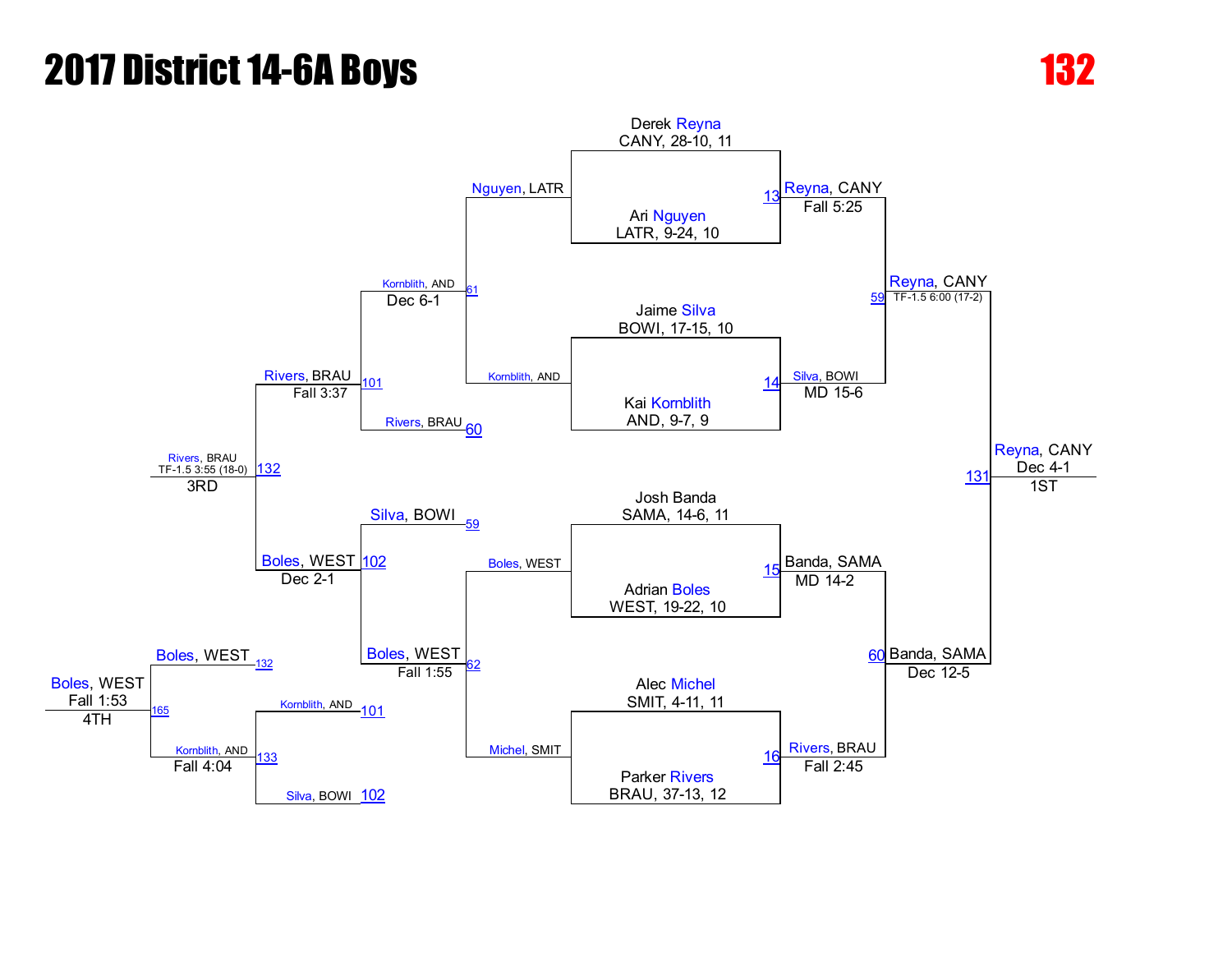# 2017 District 14-6A Boys

**132**

## Championship Bracket

### First Round

| Bout | Wrestler 1 | Wrestler 2 | Winner | Result |
|---|---|---|---|---|
| 13 | Derek Reyna, CANY, 28-10, 11 | Ari Nguyen, LATR, 9-24, 10 | Reyna, CANY | Fall 5:25 |
| 14 | Jaime Silva, BOWI, 17-15, 10 | Kai Kornblith, AND, 9-7, 9 | Silva, BOWI | MD 15-6 |
| 15 | Josh Banda, SAMA, 14-6, 11 | Adrian Boles, WEST, 19-22, 10 | Banda, SAMA | MD 14-2 |
| 16 | Alec Michel, SMIT, 4-11, 11 | Parker Rivers, BRAU, 37-13, 12 | Rivers, BRAU | Fall 2:45 |

### Semifinals

| Bout | Wrestler 1 | Wrestler 2 | Winner | Result |
|---|---|---|---|---|
| 59 | Reyna, CANY | Silva, BOWI | Reyna, CANY | TF-1.5 6:00 (17-2) |
| 60 | Banda, SAMA | Rivers, BRAU | Banda, SAMA | Dec 12-5 |

### Final

| Bout | Wrestler 1 | Wrestler 2 | Winner | Result | Place |
|---|---|---|---|---|---|
| 131 | Reyna, CANY | Banda, SAMA | Reyna, CANY | Dec 4-1 | 1ST |

## Consolation Bracket

| Bout | Wrestler 1 | Wrestler 2 | Winner | Result |
|---|---|---|---|---|
| 61 | Nguyen, LATR | Kornblith, AND | Kornblith, AND | Dec 6-1 |
| 62 | Boles, WEST | Michel, SMIT | Boles, WEST | Fall 1:55 |
| 101 | Kornblith, AND | Rivers, BRAU | Rivers, BRAU | Fall 3:37 |
| 102 | Silva, BOWI | Boles, WEST | Boles, WEST | Dec 2-1 |
| 132 | Rivers, BRAU | Boles, WEST | Rivers, BRAU | TF-1.5 3:55 (18-0) — 3RD |
| 133 | Kornblith, AND | Silva, BOWI | Kornblith, AND | Fall 4:04 |
| 165 | Boles, WEST | Kornblith, AND | Boles, WEST | Fall 1:53 — 4TH |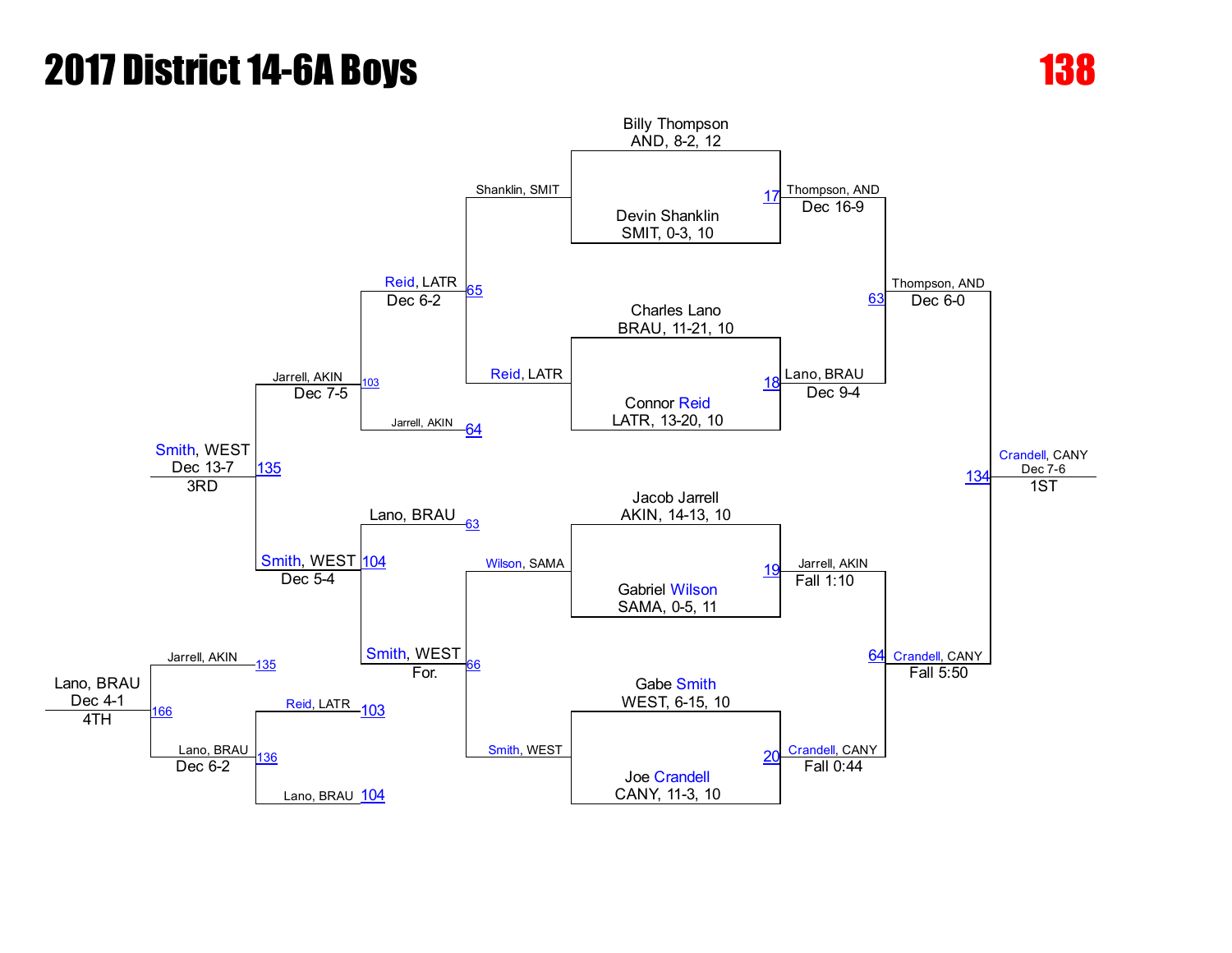# 2017 District 14-6A Boys

# 138

## Championship Bracket

**Quarterfinals**

- Match 17: Billy Thompson (AND, 8-2, 12) vs. Devin Shanklin (SMIT, 0-3, 10) — Thompson, AND, Dec 16-9
- Match 18: Charles Lano (BRAU, 11-21, 10) vs. Connor Reid (LATR, 13-20, 10) — Lano, BRAU, Dec 9-4
- Match 19: Jacob Jarrell (AKIN, 14-13, 10) vs. Gabriel Wilson (SAMA, 0-5, 11) — Jarrell, AKIN, Fall 1:10
- Match 20: Gabe Smith (WEST, 6-15, 10) vs. Joe Crandell (CANY, 11-3, 10) — Crandell, CANY, Fall 0:44

**Semifinals**

- Match 63: Thompson, AND vs. Lano, BRAU — Thompson, AND, Dec 6-0
- Match 64: Jarrell, AKIN vs. Crandell, CANY — Crandell, CANY, Fall 5:50

**Final**

- Match 134: Thompson, AND vs. Crandell, CANY — Crandell, CANY, Dec 7-6 — 1ST

## Consolation Bracket

- Match 65: Shanklin, SMIT vs. Reid, LATR — Reid, LATR, Dec 6-2
- Match 66: Wilson, SAMA vs. Smith, WEST — Smith, WEST, For.
- Match 103: Reid, LATR vs. Jarrell, AKIN (64) — Jarrell, AKIN, Dec 7-5
- Match 104: Lano, BRAU (63) vs. Smith, WEST — Smith, WEST, Dec 5-4
- Match 135: Jarrell, AKIN vs. Smith, WEST — Smith, WEST, Dec 13-7 — 3RD
- Match 136: Reid, LATR (103) vs. Lano, BRAU (104) — Lano, BRAU, Dec 6-2
- Match 166: Jarrell, AKIN (135) vs. Lano, BRAU (136) — Lano, BRAU, Dec 4-1 — 4TH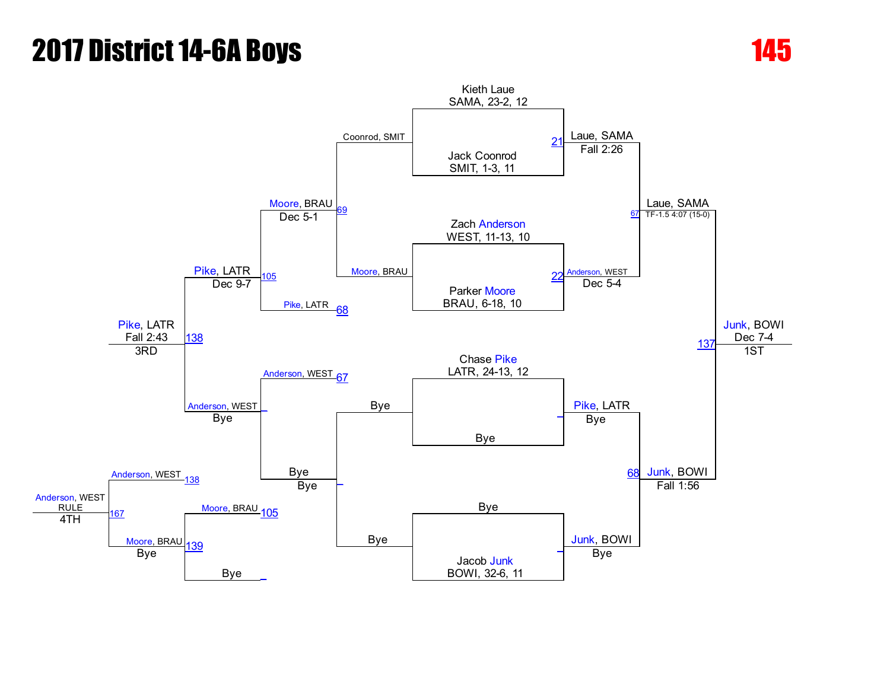# 2017 District 14-6A Boys

**145**

## Championship Bracket

**First Round**

- Kieth Laue, SAMA, 23-2, 12 vs. Jack Coonrod, SMIT, 1-3, 11 — Bout 21: Laue, SAMA — Fall 2:26
- Zach Anderson, WEST, 11-13, 10 vs. Parker Moore, BRAU, 6-18, 10 — Bout 22: Anderson, WEST — Dec 5-4
- Chase Pike, LATR, 24-13, 12 vs. Bye — Pike, LATR — Bye
- Bye vs. Jacob Junk, BOWI, 32-6, 11 — Junk, BOWI — Bye

**Semifinals**

- Laue, SAMA vs. Anderson, WEST — Bout 67: Laue, SAMA — TF-1.5 4:07 (15-0)
- Pike, LATR vs. Junk, BOWI — Bout 68: Junk, BOWI — Fall 1:56

**Final**

- Laue, SAMA vs. Junk, BOWI — Bout 137: Junk, BOWI — Dec 7-4 — 1ST

## Consolation Bracket

- Coonrod, SMIT vs. Moore, BRAU — Bout 69: Moore, BRAU — Dec 5-1
- Bye vs. Bye — Bye
- Moore, BRAU vs. Pike, LATR (68) — Bout 105: Pike, LATR — Dec 9-7
- Anderson, WEST (67) vs. Bye — Anderson, WEST — Bye
- Pike, LATR vs. Anderson, WEST — Bout 138: Pike, LATR — Fall 2:43 — 3RD
- Moore, BRAU (105) vs. Bye — Bout 139: Moore, BRAU — Bye
- Anderson, WEST (138) vs. Moore, BRAU — Bout 167: Anderson, WEST — RULE — 4TH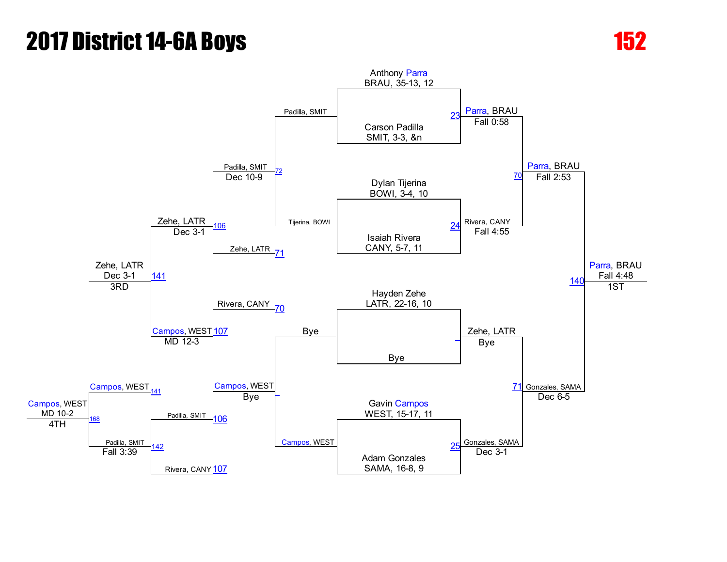# 2017 District 14-6A Boys

**152**

## Championship Bracket

**First Round**

- Anthony Parra, BRAU, 35-13, 12 vs. Carson Padilla, SMIT, 3-3, &n — Match 23: Parra, BRAU — Fall 0:58
- Dylan Tijerina, BOWI, 3-4, 10 vs. Isaiah Rivera, CANY, 5-7, 11 — Match 24: Rivera, CANY — Fall 4:55
- Hayden Zehe, LATR, 22-16, 10 vs. Bye — Zehe, LATR — Bye
- Gavin Campos, WEST, 15-17, 11 vs. Adam Gonzales, SAMA, 16-8, 9 — Match 25: Gonzales, SAMA — Dec 3-1

**Semifinals**

- Match 70: Parra, BRAU — Fall 2:53
- Match 71: Gonzales, SAMA — Dec 6-5

**Final**

- Match 140: Parra, BRAU — Fall 4:48 — 1ST

## Consolation Bracket

- Padilla, SMIT vs. Tijerina, BOWI — Match 72: Padilla, SMIT — Dec 10-9
- Bye vs. Campos, WEST — Campos, WEST — Bye
- Padilla, SMIT vs. Zehe, LATR (loser of 71) — Match 106: Zehe, LATR — Dec 3-1
- Rivera, CANY (loser of 70) vs. Campos, WEST — Match 107: Campos, WEST — MD 12-3
- Zehe, LATR vs. Campos, WEST — Match 141: Zehe, LATR — Dec 3-1 — 3RD
- Padilla, SMIT (loser of 106) vs. Rivera, CANY (loser of 107) — Match 142: Padilla, SMIT — Fall 3:39
- Campos, WEST (loser of 141) vs. Padilla, SMIT — Match 168: Campos, WEST — MD 10-2 — 4TH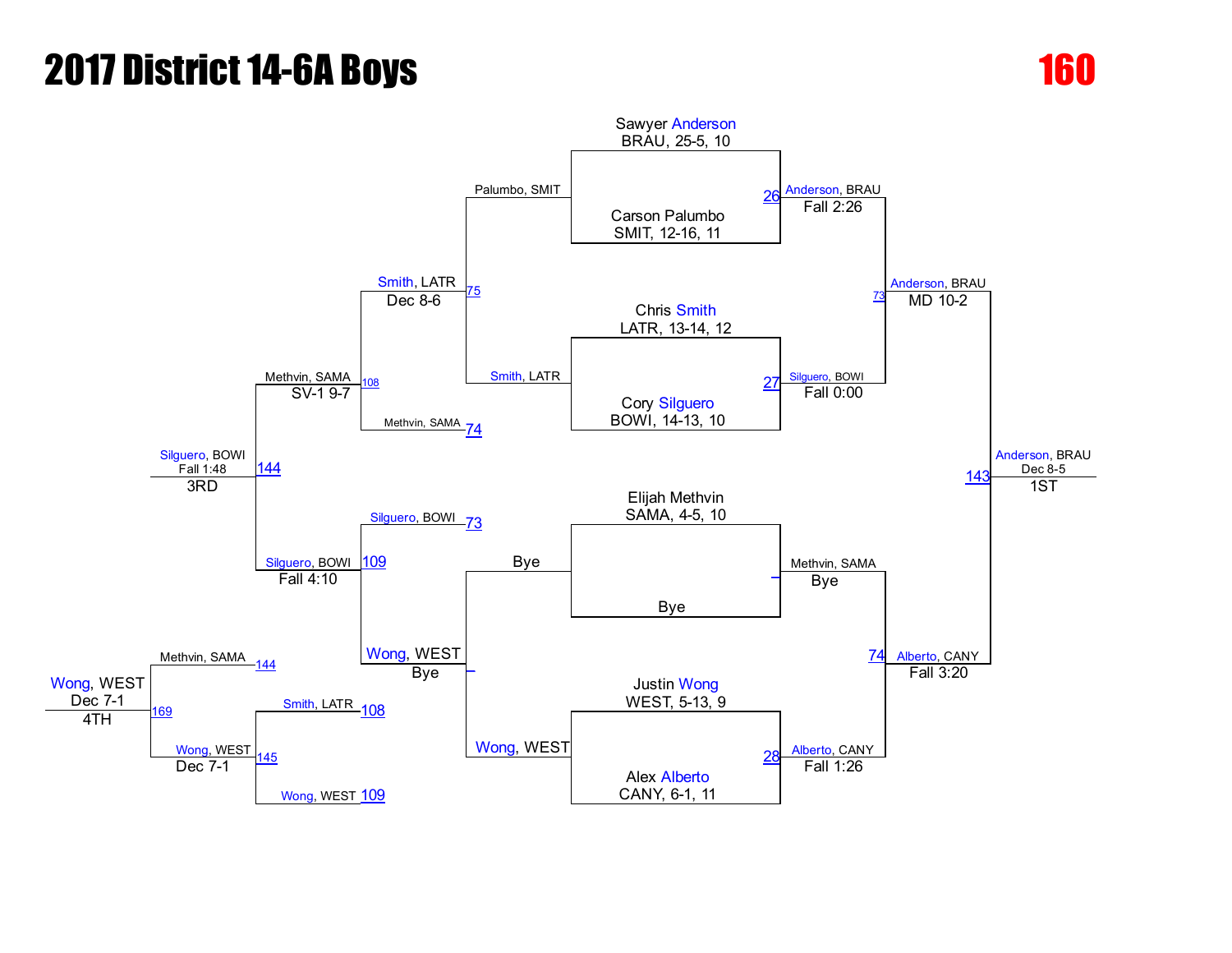# 2017 District 14-6A Boys

## 160

### Championship Bracket

**First Round**

| Match | Wrestler 1 | Wrestler 2 | Winner | Result |
|---|---|---|---|---|
| 26 | Sawyer Anderson, BRAU, 25-5, 10 | Carson Palumbo, SMIT, 12-16, 11 | Anderson, BRAU | Fall 2:26 |
| 27 | Chris Smith, LATR, 13-14, 12 | Cory Silguero, BOWI, 14-13, 10 | Silguero, BOWI | Fall 0:00 |
| – | Elijah Methvin, SAMA, 4-5, 10 | Bye | Methvin, SAMA | Bye |
| 28 | Justin Wong, WEST, 5-13, 9 | Alex Alberto, CANY, 6-1, 11 | Alberto, CANY | Fall 1:26 |

**Semifinals**

| Match | Wrestler 1 | Wrestler 2 | Winner | Result |
|---|---|---|---|---|
| 73 | Anderson, BRAU | Silguero, BOWI | Anderson, BRAU | MD 10-2 |
| 74 | Methvin, SAMA | Alberto, CANY | Alberto, CANY | Fall 3:20 |

**Final**

| Match | Wrestler 1 | Wrestler 2 | Winner | Result |
|---|---|---|---|---|
| 143 | Anderson, BRAU | Alberto, CANY | Anderson, BRAU | Dec 8-5 (1ST) |

### Consolation Bracket

| Match | Wrestler 1 | Wrestler 2 | Winner | Result |
|---|---|---|---|---|
| 75 | Palumbo, SMIT | Smith, LATR | Smith, LATR | Dec 8-6 |
| – | Bye | Wong, WEST | Wong, WEST | Bye |
| 108 | Smith, LATR | Methvin, SAMA (74) | Methvin, SAMA | SV-1 9-7 |
| 109 | Silguero, BOWI (73) | Wong, WEST | Silguero, BOWI | Fall 4:10 |
| 144 | Methvin, SAMA | Silguero, BOWI | Silguero, BOWI | Fall 1:48 (3RD) |
| 145 | Smith, LATR (108) | Wong, WEST (109) | Wong, WEST | Dec 7-1 |
| 169 | Methvin, SAMA (144) | Wong, WEST | Wong, WEST | Dec 7-1 (4TH) |

### Placements

- 1ST: Anderson, BRAU
- 3RD: Silguero, BOWI
- 4TH: Wong, WEST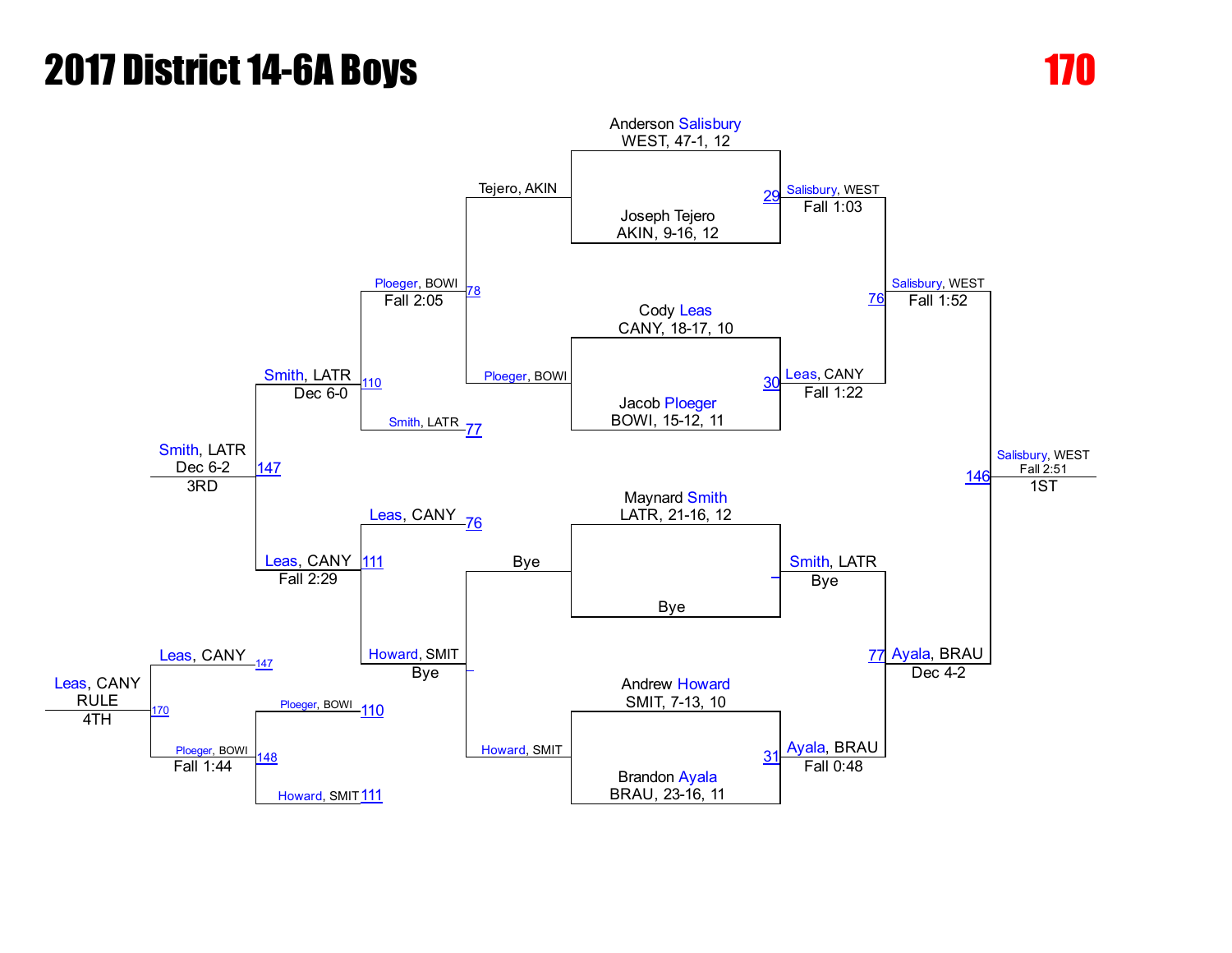# 2017 District 14-6A Boys

**170**

## Championship Bracket

### First Round

| Match | Wrestler 1 | Wrestler 2 | Winner | Result |
|---|---|---|---|---|
| 29 | Anderson Salisbury, WEST, 47-1, 12 | Joseph Tejero, AKIN, 9-16, 12 | Salisbury, WEST | Fall 1:03 |
| 30 | Cody Leas, CANY, 18-17, 10 | Jacob Ploeger, BOWI, 15-12, 11 | Leas, CANY | Fall 1:22 |
| – | Maynard Smith, LATR, 21-16, 12 | Bye | Smith, LATR | Bye |
| 31 | Andrew Howard, SMIT, 7-13, 10 | Brandon Ayala, BRAU, 23-16, 11 | Ayala, BRAU | Fall 0:48 |

### Semifinals

| Match | Wrestler 1 | Wrestler 2 | Winner | Result |
|---|---|---|---|---|
| 76 | Salisbury, WEST | Leas, CANY | Salisbury, WEST | Fall 1:52 |
| 77 | Smith, LATR | Ayala, BRAU | Ayala, BRAU | Dec 4-2 |

### Final

| Match | Wrestler 1 | Wrestler 2 | Winner | Result |
|---|---|---|---|---|
| 146 | Salisbury, WEST | Ayala, BRAU | Salisbury, WEST | Fall 2:51 |

**1ST:** Salisbury, WEST

## Consolation Bracket

### Consolation Round 1

| Match | Wrestler 1 | Wrestler 2 | Winner | Result |
|---|---|---|---|---|
| 78 | Tejero, AKIN | Ploeger, BOWI | Ploeger, BOWI | Fall 2:05 |
| – | Bye | Howard, SMIT | Howard, SMIT | Bye |

### Consolation Round 2

| Match | Wrestler 1 | Wrestler 2 | Winner | Result |
|---|---|---|---|---|
| 110 | Ploeger, BOWI | Smith, LATR (77) | Smith, LATR | Dec 6-0 |
| 111 | Leas, CANY (76) | Howard, SMIT | Leas, CANY | Fall 2:29 |

### 3rd Place

| Match | Wrestler 1 | Wrestler 2 | Winner | Result |
|---|---|---|---|---|
| 147 | Smith, LATR | Leas, CANY | Smith, LATR | Dec 6-2 |

**3RD:** Smith, LATR

### 5th Place Bracket

| Match | Wrestler 1 | Wrestler 2 | Winner | Result |
|---|---|---|---|---|
| 148 | Ploeger, BOWI (110) | Howard, SMIT (111) | Ploeger, BOWI | Fall 1:44 |
| 170 | Leas, CANY (147) | Ploeger, BOWI | Leas, CANY | RULE |

**4TH:** Leas, CANY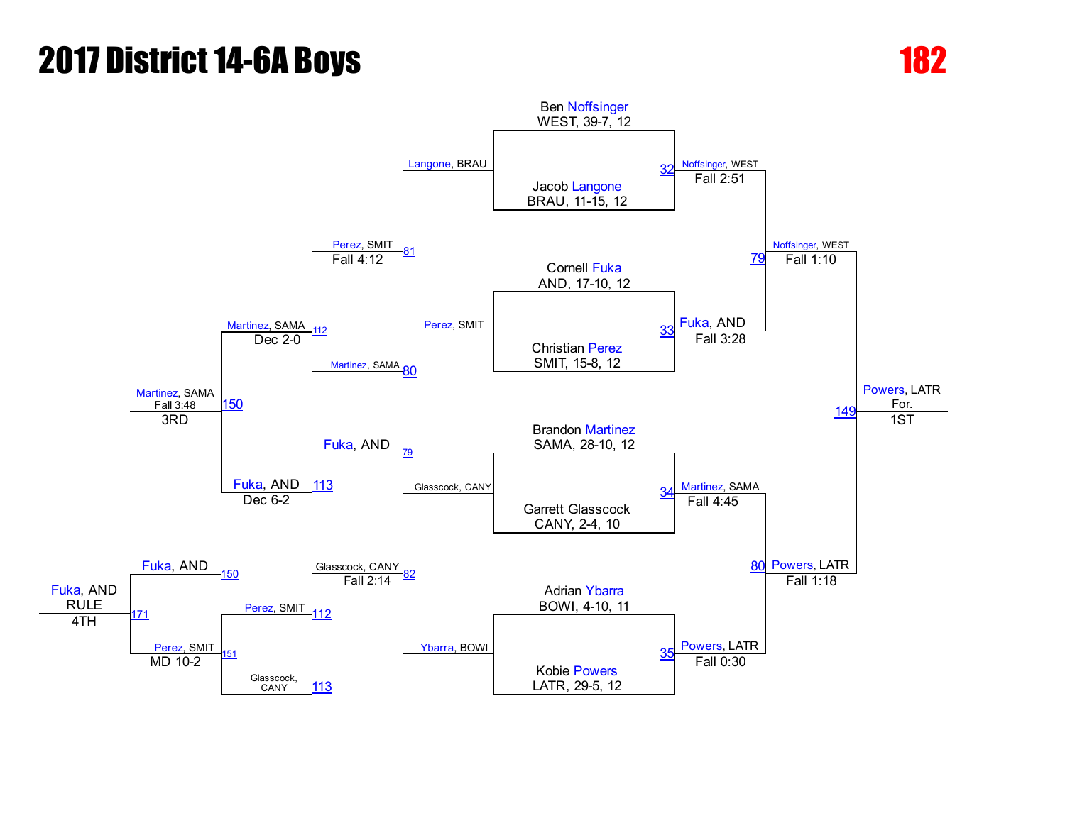# 2017 District 14-6A Boys

## 182

### Championship Bracket

**First Round**

| Match | Wrestler | Wrestler | Winner | Result |
|---|---|---|---|---|
| 32 | Ben Noffsinger, WEST, 39-7, 12 | Jacob Langone, BRAU, 11-15, 12 | Noffsinger, WEST | Fall 2:51 |
| 33 | Cornell Fuka, AND, 17-10, 12 | Christian Perez, SMIT, 15-8, 12 | Fuka, AND | Fall 3:28 |
| 34 | Brandon Martinez, SAMA, 28-10, 12 | Garrett Glasscock, CANY, 2-4, 10 | Martinez, SAMA | Fall 4:45 |
| 35 | Adrian Ybarra, BOWI, 4-10, 11 | Kobie Powers, LATR, 29-5, 12 | Powers, LATR | Fall 0:30 |

**Semifinals**

| Match | Wrestler | Wrestler | Winner | Result |
|---|---|---|---|---|
| 79 | Noffsinger, WEST | Fuka, AND | Noffsinger, WEST | Fall 1:10 |
| 80 | Martinez, SAMA | Powers, LATR | Powers, LATR | Fall 1:18 |

**Final**

| Match | Wrestler | Wrestler | Winner | Result |
|---|---|---|---|---|
| 149 | Noffsinger, WEST | Powers, LATR | Powers, LATR | For. |

**1ST:** Powers, LATR

### Consolation Bracket

| Match | Wrestler | Wrestler | Winner | Result |
|---|---|---|---|---|
| 81 | Langone, BRAU | Perez, SMIT | Perez, SMIT | Fall 4:12 |
| 82 | Glasscock, CANY | Ybarra, BOWI | Glasscock, CANY | Fall 2:14 |
| 112 | Perez, SMIT | Martinez, SAMA | Martinez, SAMA | Dec 2-0 |
| 113 | Fuka, AND | Glasscock, CANY | Fuka, AND | Dec 6-2 |
| 150 | Martinez, SAMA | Fuka, AND | Martinez, SAMA | Fall 3:48 |
| 151 | Perez, SMIT | Glasscock, CANY | Perez, SMIT | MD 10-2 |
| 171 | Fuka, AND | Perez, SMIT | Fuka, AND | RULE |

**3RD:** Martinez, SAMA

**4TH:** Fuka, AND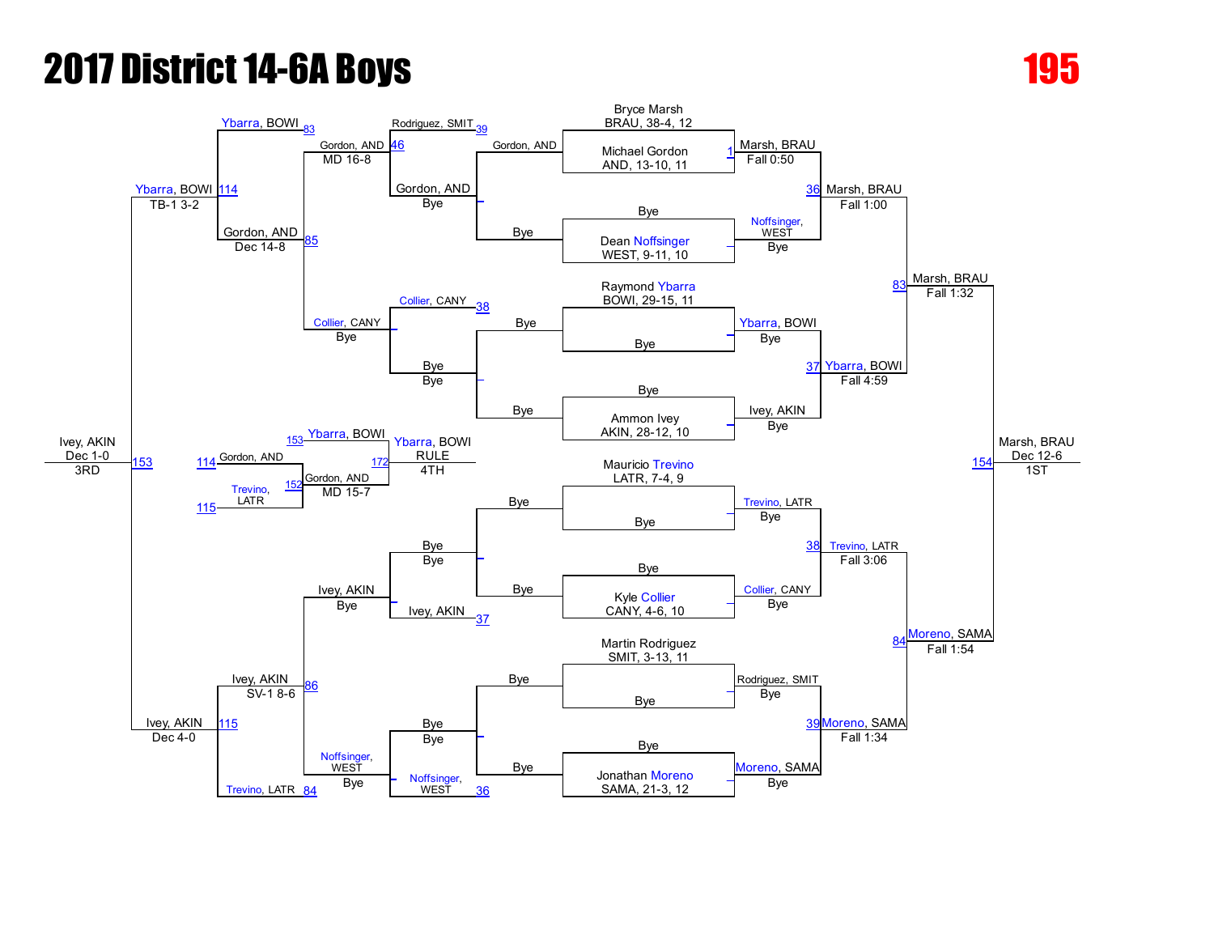# 2017 District 14-6A Boys

## 195

### Championship Bracket

**First Round**

- Bryce Marsh, BRAU, 38-4, 12 vs. Michael Gordon, AND, 13-10, 11 (1) — Marsh, BRAU, Fall 0:50
- Bye vs. Dean Noffsinger, WEST, 9-11, 10 — Noffsinger, WEST, Bye
- Raymond Ybarra, BOWI, 29-15, 11 vs. Bye — Ybarra, BOWI, Bye
- Bye vs. Ammon Ivey, AKIN, 28-12, 10 — Ivey, AKIN, Bye
- Mauricio Trevino, LATR, 7-4, 9 vs. Bye — Trevino, LATR, Bye
- Bye vs. Kyle Collier, CANY, 4-6, 10 — Collier, CANY, Bye
- Martin Rodriguez, SMIT, 3-13, 11 vs. Bye — Rodriguez, SMIT, Bye
- Bye vs. Jonathan Moreno, SAMA, 21-3, 12 — Moreno, SAMA, Bye

**Quarterfinals**

- 36: Marsh, BRAU, Fall 1:00
- 37: Ybarra, BOWI, Fall 4:59
- 38: Trevino, LATR, Fall 3:06
- 39: Moreno, SAMA, Fall 1:34

**Semifinals**

- 83: Marsh, BRAU, Fall 1:32
- 84: Moreno, SAMA, Fall 1:54

**Final**

- 154: Marsh, BRAU, Dec 12-6 — **1ST**

### Consolation Bracket

- Gordon, AND vs. Bye — Gordon, AND, Bye
- Bye vs. Bye — Bye
- Bye vs. Bye — Bye
- Bye vs. Bye — Bye
- Rodriguez, SMIT (39) vs. Gordon, AND (46) — Gordon, AND, MD 16-8
- Collier, CANY (38) vs. Bye — Collier, CANY, Bye
- Bye vs. Ivey, AKIN (37) — Ivey, AKIN, Bye
- Bye vs. Noffsinger, WEST (36) — Noffsinger, WEST, Bye
- Ybarra, BOWI (83) vs. Gordon, AND (85) — Gordon, AND, Dec 14-8
- Ivey, AKIN (86) vs. Trevino, LATR (84) — Ivey, AKIN, SV-1 8-6
- 114: Ybarra, BOWI, TB-1 3-2
- 115: Ivey, AKIN, Dec 4-0

**3rd Place**

- 153: Ivey, AKIN, Dec 1-0 — **3RD**

**5th Place Bracket**

- Gordon, AND (114) vs. Trevino, LATR (115) — 152: Gordon, AND, MD 15-7
- Ybarra, BOWI (153) vs. Gordon, AND (152) — 172: Ybarra, BOWI, RULE — **4TH**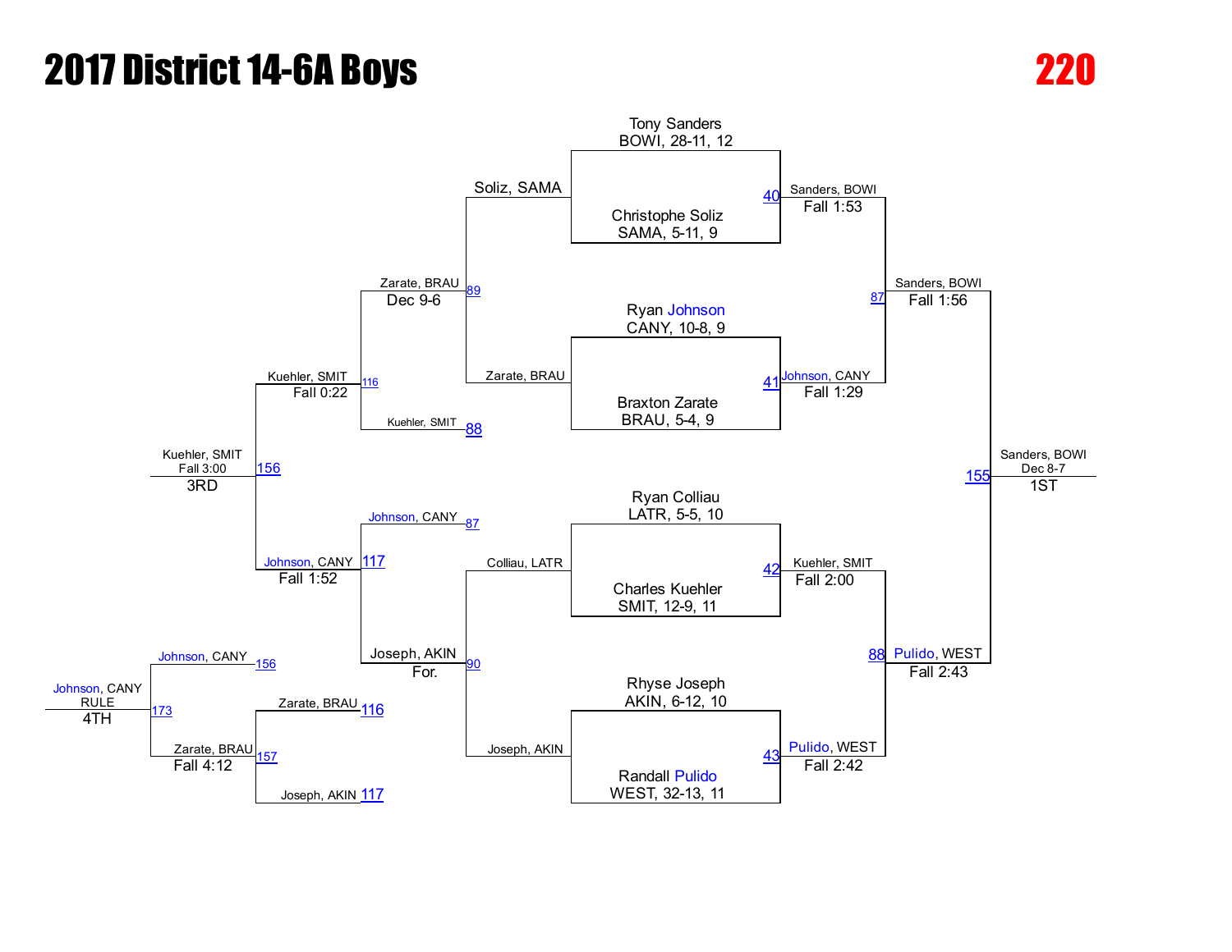# 2017 District 14-6A Boys

## 220

### Championship Bracket

**Quarterfinals**

- Match 40: Tony Sanders, BOWI, 28-11, 12 vs. Christophe Soliz, SAMA, 5-11, 9 — Sanders, BOWI, Fall 1:53
- Match 41: Ryan Johnson, CANY, 10-8, 9 vs. Braxton Zarate, BRAU, 5-4, 9 — Johnson, CANY, Fall 1:29
- Match 42: Ryan Colliau, LATR, 5-5, 10 vs. Charles Kuehler, SMIT, 12-9, 11 — Kuehler, SMIT, Fall 2:00
- Match 43: Rhyse Joseph, AKIN, 6-12, 10 vs. Randall Pulido, WEST, 32-13, 11 — Pulido, WEST, Fall 2:42

**Semifinals**

- Match 87: Sanders, BOWI vs. Johnson, CANY — Sanders, BOWI, Fall 1:56
- Match 88: Kuehler, SMIT vs. Pulido, WEST — Pulido, WEST, Fall 2:43

**Final**

- Match 155: Sanders, BOWI vs. Pulido, WEST — Sanders, BOWI, Dec 8-7 — 1ST

### Consolation Bracket

- Match 89: Soliz, SAMA vs. Zarate, BRAU — Zarate, BRAU, Dec 9-6
- Match 90: Colliau, LATR vs. Joseph, AKIN — Joseph, AKIN, For.
- Match 116: Zarate, BRAU vs. Kuehler, SMIT (88) — Kuehler, SMIT, Fall 0:22
- Match 117: Johnson, CANY (87) vs. Joseph, AKIN — Johnson, CANY, Fall 1:52
- Match 156: Kuehler, SMIT vs. Johnson, CANY — Kuehler, SMIT, Fall 3:00 — 3RD
- Match 157: Zarate, BRAU (116) vs. Joseph, AKIN (117) — Zarate, BRAU, Fall 4:12
- Match 173: Johnson, CANY (156) vs. Zarate, BRAU — Johnson, CANY, RULE — 4TH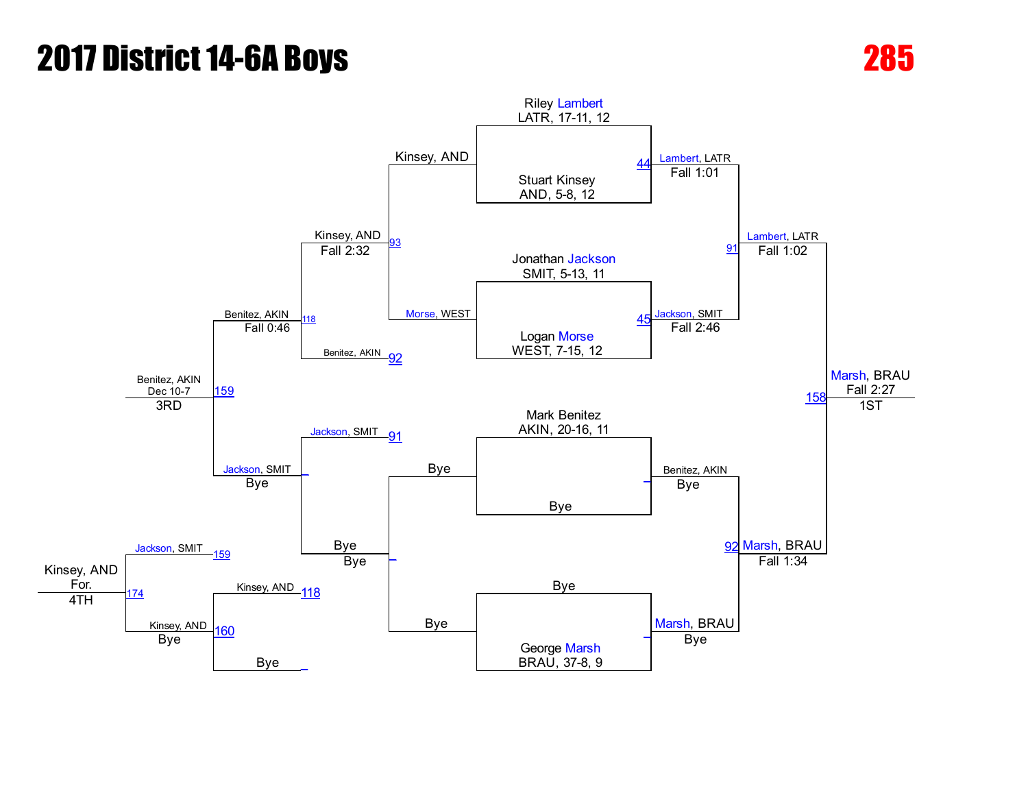# 2017 District 14-6A Boys

**285**

Riley Lambert
LATR, 17-11, 12

Stuart Kinsey
AND, 5-8, 12

44 Lambert, LATR
Fall 1:01

Jonathan Jackson
SMIT, 5-13, 11

Logan Morse
WEST, 7-15, 12

45 Jackson, SMIT
Fall 2:46

91 Lambert, LATR
Fall 1:02

Mark Benitez
AKIN, 20-16, 11

Bye

Benitez, AKIN
Bye

Bye

George Marsh
BRAU, 37-8, 9

Marsh, BRAU
Bye

92 Marsh, BRAU
Fall 1:34

158 Marsh, BRAU
Fall 2:27
1ST

Kinsey, AND
93
Morse, WEST

Kinsey, AND
Fall 2:32
118
Benitez, AKIN 92

Benitez, AKIN
Fall 0:46

Jackson, SMIT 91

Bye
Bye

Bye

Jackson, SMIT
Bye

159 Benitez, AKIN
Dec 10-7
3RD

Jackson, SMIT 159

Kinsey, AND 118

Bye

160 Kinsey, AND
Bye

174 Kinsey, AND
For.
4TH